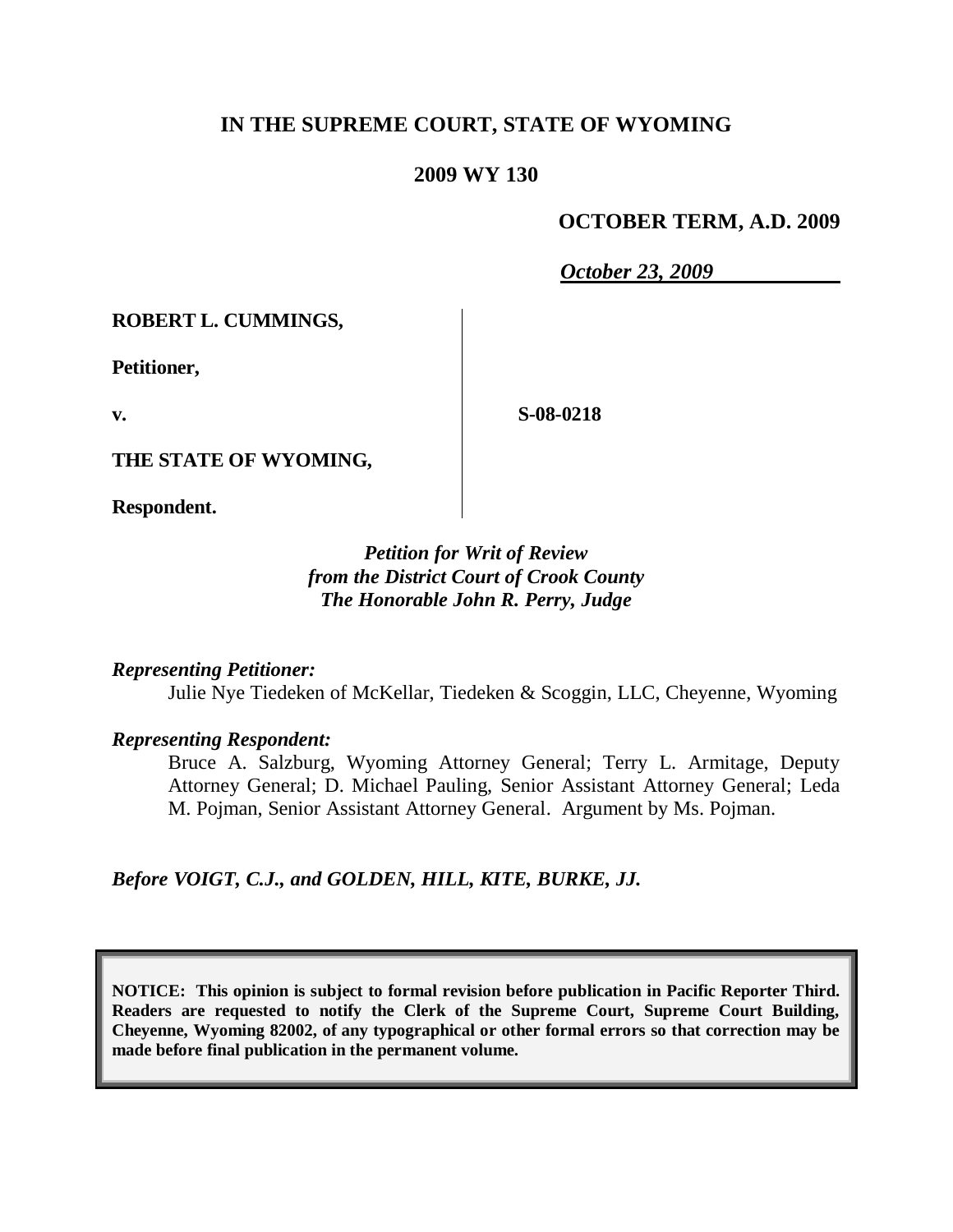# IN THE SUPREME COURT, STATE OF WYOMING

## 2009 WY 130

**OCTOBER TERM, A.D. 2009**

***October 23, 2009***

**ROBERT L. CUMMINGS,**

**Petitioner,**

**v.**

**THE STATE OF WYOMING,**

**Respondent.**

**S-08-0218**

***Petition for Writ of Review from the District Court of Crook County The Honorable John R. Perry, Judge***

***Representing Petitioner:***

Julie Nye Tiedeken of McKellar, Tiedeken & Scoggin, LLC, Cheyenne, Wyoming

***Representing Respondent:***

Bruce A. Salzburg, Wyoming Attorney General; Terry L. Armitage, Deputy Attorney General; D. Michael Pauling, Senior Assistant Attorney General; Leda M. Pojman, Senior Assistant Attorney General. Argument by Ms. Pojman.

***Before VOIGT, C.J., and GOLDEN, HILL, KITE, BURKE, JJ.***

**NOTICE: This opinion is subject to formal revision before publication in Pacific Reporter Third. Readers are requested to notify the Clerk of the Supreme Court, Supreme Court Building, Cheyenne, Wyoming 82002, of any typographical or other formal errors so that correction may be made before final publication in the permanent volume.**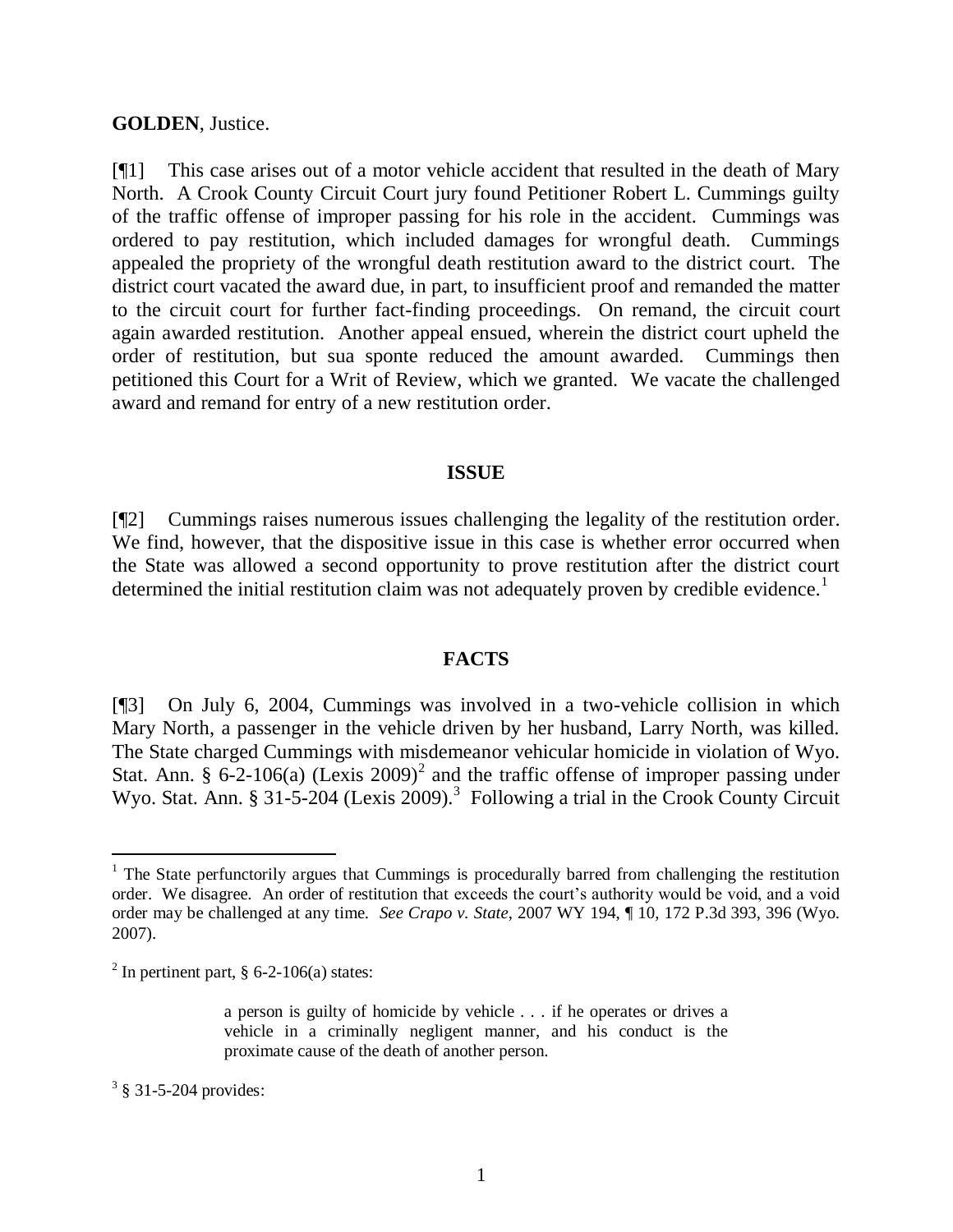**GOLDEN**, Justice.

[¶1] This case arises out of a motor vehicle accident that resulted in the death of Mary North. A Crook County Circuit Court jury found Petitioner Robert L. Cummings guilty of the traffic offense of improper passing for his role in the accident. Cummings was ordered to pay restitution, which included damages for wrongful death. Cummings appealed the propriety of the wrongful death restitution award to the district court. The district court vacated the award due, in part, to insufficient proof and remanded the matter to the circuit court for further fact-finding proceedings. On remand, the circuit court again awarded restitution. Another appeal ensued, wherein the district court upheld the order of restitution, but sua sponte reduced the amount awarded. Cummings then petitioned this Court for a Writ of Review, which we granted. We vacate the challenged award and remand for entry of a new restitution order.

## ISSUE

[¶2] Cummings raises numerous issues challenging the legality of the restitution order. We find, however, that the dispositive issue in this case is whether error occurred when the State was allowed a second opportunity to prove restitution after the district court determined the initial restitution claim was not adequately proven by credible evidence.[1]

## FACTS

[¶3] On July 6, 2004, Cummings was involved in a two-vehicle collision in which Mary North, a passenger in the vehicle driven by her husband, Larry North, was killed. The State charged Cummings with misdemeanor vehicular homicide in violation of Wyo. Stat. Ann. § 6-2-106(a) (Lexis 2009)[2] and the traffic offense of improper passing under Wyo. Stat. Ann. § 31-5-204 (Lexis 2009).[3] Following a trial in the Crook County Circuit

---

[1] The State perfunctorily argues that Cummings is procedurally barred from challenging the restitution order. We disagree. An order of restitution that exceeds the court's authority would be void, and a void order may be challenged at any time. *See Crapo v. State*, 2007 WY 194, ¶ 10, 172 P.3d 393, 396 (Wyo. 2007).

[2] In pertinent part, § 6-2-106(a) states:

> a person is guilty of homicide by vehicle . . . if he operates or drives a vehicle in a criminally negligent manner, and his conduct is the proximate cause of the death of another person.

[3] § 31-5-204 provides: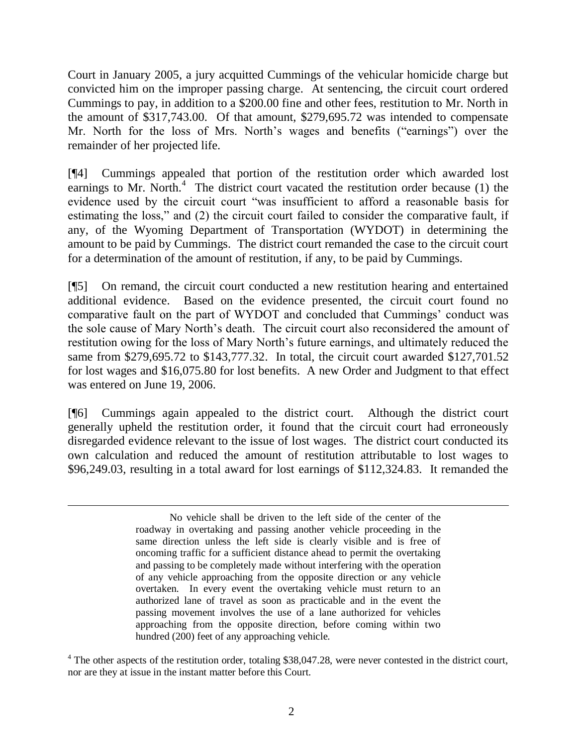Court in January 2005, a jury acquitted Cummings of the vehicular homicide charge but convicted him on the improper passing charge. At sentencing, the circuit court ordered Cummings to pay, in addition to a $200.00 fine and other fees, restitution to Mr. North in the amount of $317,743.00. Of that amount, $279,695.72 was intended to compensate Mr. North for the loss of Mrs. North's wages and benefits ("earnings") over the remainder of her projected life.

[¶4] Cummings appealed that portion of the restitution order which awarded lost earnings to Mr. North.[4] The district court vacated the restitution order because (1) the evidence used by the circuit court "was insufficient to afford a reasonable basis for estimating the loss," and (2) the circuit court failed to consider the comparative fault, if any, of the Wyoming Department of Transportation (WYDOT) in determining the amount to be paid by Cummings. The district court remanded the case to the circuit court for a determination of the amount of restitution, if any, to be paid by Cummings.

[¶5] On remand, the circuit court conducted a new restitution hearing and entertained additional evidence. Based on the evidence presented, the circuit court found no comparative fault on the part of WYDOT and concluded that Cummings' conduct was the sole cause of Mary North's death. The circuit court also reconsidered the amount of restitution owing for the loss of Mary North's future earnings, and ultimately reduced the same from $279,695.72 to $143,777.32. In total, the circuit court awarded $127,701.52 for lost wages and $16,075.80 for lost benefits. A new Order and Judgment to that effect was entered on June 19, 2006.

[¶6] Cummings again appealed to the district court. Although the district court generally upheld the restitution order, it found that the circuit court had erroneously disregarded evidence relevant to the issue of lost wages. The district court conducted its own calculation and reduced the amount of restitution attributable to lost wages to $96,249.03, resulting in a total award for lost earnings of $112,324.83. It remanded the

> No vehicle shall be driven to the left side of the center of the roadway in overtaking and passing another vehicle proceeding in the same direction unless the left side is clearly visible and is free of oncoming traffic for a sufficient distance ahead to permit the overtaking and passing to be completely made without interfering with the operation of any vehicle approaching from the opposite direction or any vehicle overtaken. In every event the overtaking vehicle must return to an authorized lane of travel as soon as practicable and in the event the passing movement involves the use of a lane authorized for vehicles approaching from the opposite direction, before coming within two hundred (200) feet of any approaching vehicle.

[4] The other aspects of the restitution order, totaling $38,047.28, were never contested in the district court, nor are they at issue in the instant matter before this Court.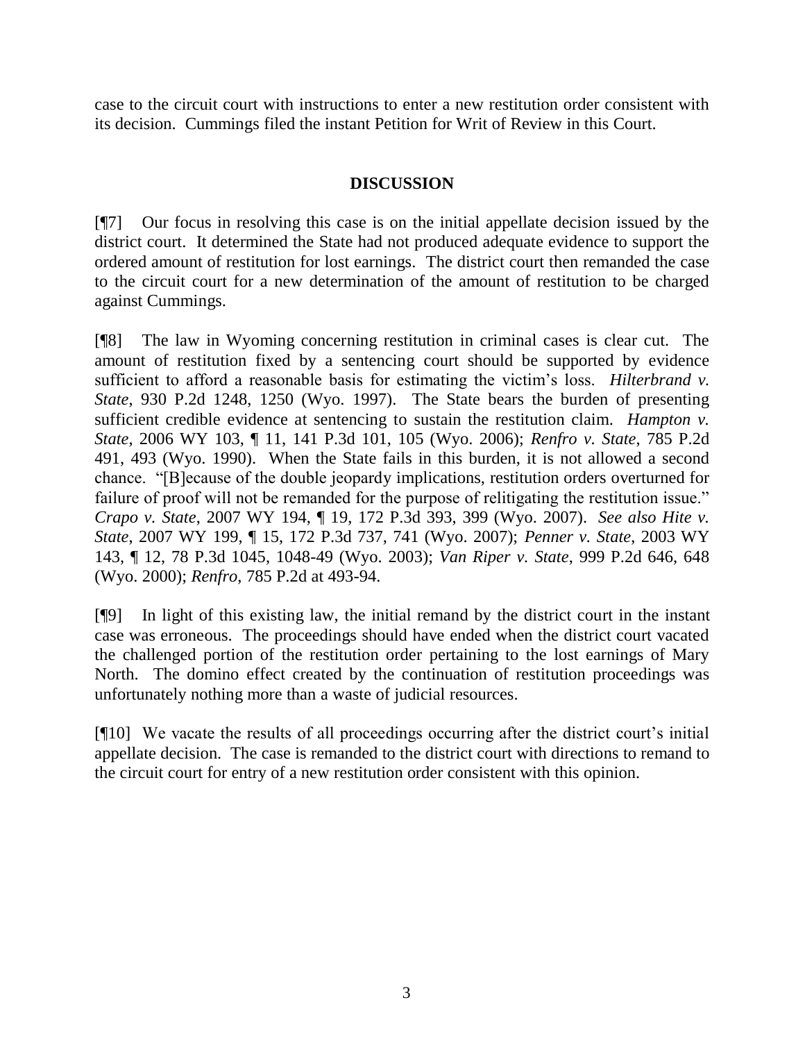case to the circuit court with instructions to enter a new restitution order consistent with its decision. Cummings filed the instant Petition for Writ of Review in this Court.

## DISCUSSION

[¶7] Our focus in resolving this case is on the initial appellate decision issued by the district court. It determined the State had not produced adequate evidence to support the ordered amount of restitution for lost earnings. The district court then remanded the case to the circuit court for a new determination of the amount of restitution to be charged against Cummings.

[¶8] The law in Wyoming concerning restitution in criminal cases is clear cut. The amount of restitution fixed by a sentencing court should be supported by evidence sufficient to afford a reasonable basis for estimating the victim's loss. *Hilterbrand v. State*, 930 P.2d 1248, 1250 (Wyo. 1997). The State bears the burden of presenting sufficient credible evidence at sentencing to sustain the restitution claim. *Hampton v. State*, 2006 WY 103, ¶ 11, 141 P.3d 101, 105 (Wyo. 2006); *Renfro v. State*, 785 P.2d 491, 493 (Wyo. 1990). When the State fails in this burden, it is not allowed a second chance. "[B]ecause of the double jeopardy implications, restitution orders overturned for failure of proof will not be remanded for the purpose of relitigating the restitution issue." *Crapo v. State*, 2007 WY 194, ¶ 19, 172 P.3d 393, 399 (Wyo. 2007). *See also Hite v. State*, 2007 WY 199, ¶ 15, 172 P.3d 737, 741 (Wyo. 2007); *Penner v. State*, 2003 WY 143, ¶ 12, 78 P.3d 1045, 1048-49 (Wyo. 2003); *Van Riper v. State*, 999 P.2d 646, 648 (Wyo. 2000); *Renfro*, 785 P.2d at 493-94.

[¶9] In light of this existing law, the initial remand by the district court in the instant case was erroneous. The proceedings should have ended when the district court vacated the challenged portion of the restitution order pertaining to the lost earnings of Mary North. The domino effect created by the continuation of restitution proceedings was unfortunately nothing more than a waste of judicial resources.

[¶10] We vacate the results of all proceedings occurring after the district court's initial appellate decision. The case is remanded to the district court with directions to remand to the circuit court for entry of a new restitution order consistent with this opinion.